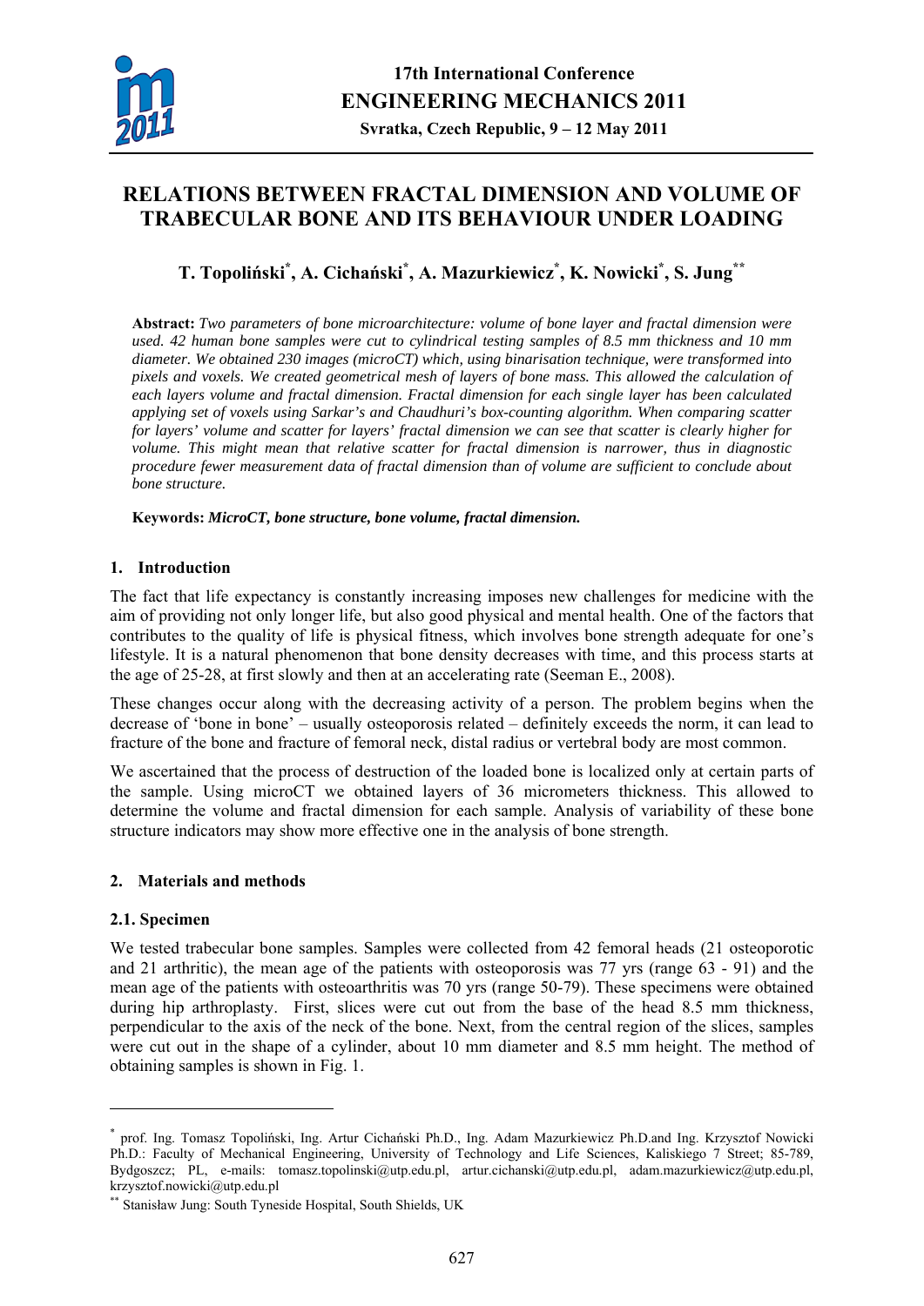# RELATIONS BETWEEN FRACTAL DIMENSION AND VOLUME OF TRABECULAR BONE AND ITS BEHAVIOUR UNDER LOADING

**T. Topoliński[*], A. Cichański[*], A. Mazurkiewicz[*], K. Nowicki[*], S. Jung[**]**

**Abstract:** *Two parameters of bone microarchitecture: volume of bone layer and fractal dimension were used. 42 human bone samples were cut to cylindrical testing samples of 8.5 mm thickness and 10 mm diameter. We obtained 230 images (microCT) which, using binarisation technique, were transformed into pixels and voxels. We created geometrical mesh of layers of bone mass. This allowed the calculation of each layers volume and fractal dimension. Fractal dimension for each single layer has been calculated applying set of voxels using Sarkar's and Chaudhuri's box-counting algorithm. When comparing scatter for layers' volume and scatter for layers' fractal dimension we can see that scatter is clearly higher for volume. This might mean that relative scatter for fractal dimension is narrower, thus in diagnostic procedure fewer measurement data of fractal dimension than of volume are sufficient to conclude about bone structure.*

**Keywords:** ***MicroCT, bone structure, bone volume, fractal dimension.***

## 1. Introduction

The fact that life expectancy is constantly increasing imposes new challenges for medicine with the aim of providing not only longer life, but also good physical and mental health. One of the factors that contributes to the quality of life is physical fitness, which involves bone strength adequate for one's lifestyle. It is a natural phenomenon that bone density decreases with time, and this process starts at the age of 25-28, at first slowly and then at an accelerating rate (Seeman E., 2008).

These changes occur along with the decreasing activity of a person. The problem begins when the decrease of 'bone in bone' – usually osteoporosis related – definitely exceeds the norm, it can lead to fracture of the bone and fracture of femoral neck, distal radius or vertebral body are most common.

We ascertained that the process of destruction of the loaded bone is localized only at certain parts of the sample. Using microCT we obtained layers of 36 micrometers thickness. This allowed to determine the volume and fractal dimension for each sample. Analysis of variability of these bone structure indicators may show more effective one in the analysis of bone strength.

## 2. Materials and methods

### 2.1. Specimen

We tested trabecular bone samples. Samples were collected from 42 femoral heads (21 osteoporotic and 21 arthritic), the mean age of the patients with osteoporosis was 77 yrs (range 63 - 91) and the mean age of the patients with osteoarthritis was 70 yrs (range 50-79). These specimens were obtained during hip arthroplasty. First, slices were cut out from the base of the head 8.5 mm thickness, perpendicular to the axis of the neck of the bone. Next, from the central region of the slices, samples were cut out in the shape of a cylinder, about 10 mm diameter and 8.5 mm height. The method of obtaining samples is shown in Fig. 1.

---

[*] prof. Ing. Tomasz Topoliński, Ing. Artur Cichański Ph.D., Ing. Adam Mazurkiewicz Ph.D.and Ing. Krzysztof Nowicki Ph.D.: Faculty of Mechanical Engineering, University of Technology and Life Sciences, Kaliskiego 7 Street; 85-789, Bydgoszcz; PL, e-mails: tomasz.topolinski@utp.edu.pl, artur.cichanski@utp.edu.pl, adam.mazurkiewicz@utp.edu.pl, krzysztof.nowicki@utp.edu.pl

[**] Stanisław Jung: South Tyneside Hospital, South Shields, UK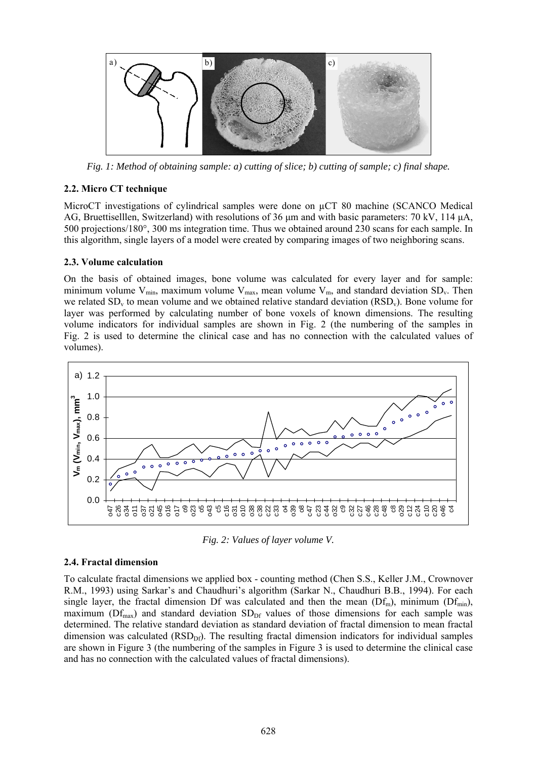*Fig. 1: Method of obtaining sample: a) cutting of slice; b) cutting of sample; c) final shape.*

### 2.2. Micro CT technique

MicroCT investigations of cylindrical samples were done on μCT 80 machine (SCANCO Medical AG, Bruettisselllen, Switzerland) with resolutions of 36 μm and with basic parameters: 70 kV, 114 μA, 500 projections/180°, 300 ms integration time. Thus we obtained around 230 scans for each sample. In this algorithm, single layers of a model were created by comparing images of two neighboring scans.

### 2.3. Volume calculation

On the basis of obtained images, bone volume was calculated for every layer and for sample: minimum volume $V_{min}$, maximum volume $V_{max}$, mean volume $V_m$, and standard deviation $SD_v$. Then we related $SD_v$ to mean volume and we obtained relative standard deviation ($RSD_v$). Bone volume for layer was performed by calculating number of bone voxels of known dimensions. The resulting volume indicators for individual samples are shown in Fig. 2 (the numbering of the samples in Fig. 2 is used to determine the clinical case and has no connection with the calculated values of volumes).

*Fig. 2: Values of layer volume V.*

### 2.4. Fractal dimension

To calculate fractal dimensions we applied box - counting method (Chen S.S., Keller J.M., Crownover R.M., 1993) using Sarkar's and Chaudhuri's algorithm (Sarkar N., Chaudhuri B.B., 1994). For each single layer, the fractal dimension Df was calculated and then the mean ($Df_m$), minimum ($Df_{min}$), maximum ($Df_{max}$) and standard deviation $SD_{Df}$ values of those dimensions for each sample was determined. The relative standard deviation as standard deviation of fractal dimension to mean fractal dimension was calculated ($RSD_{Df}$). The resulting fractal dimension indicators for individual samples are shown in Figure 3 (the numbering of the samples in Figure 3 is used to determine the clinical case and has no connection with the calculated values of fractal dimensions).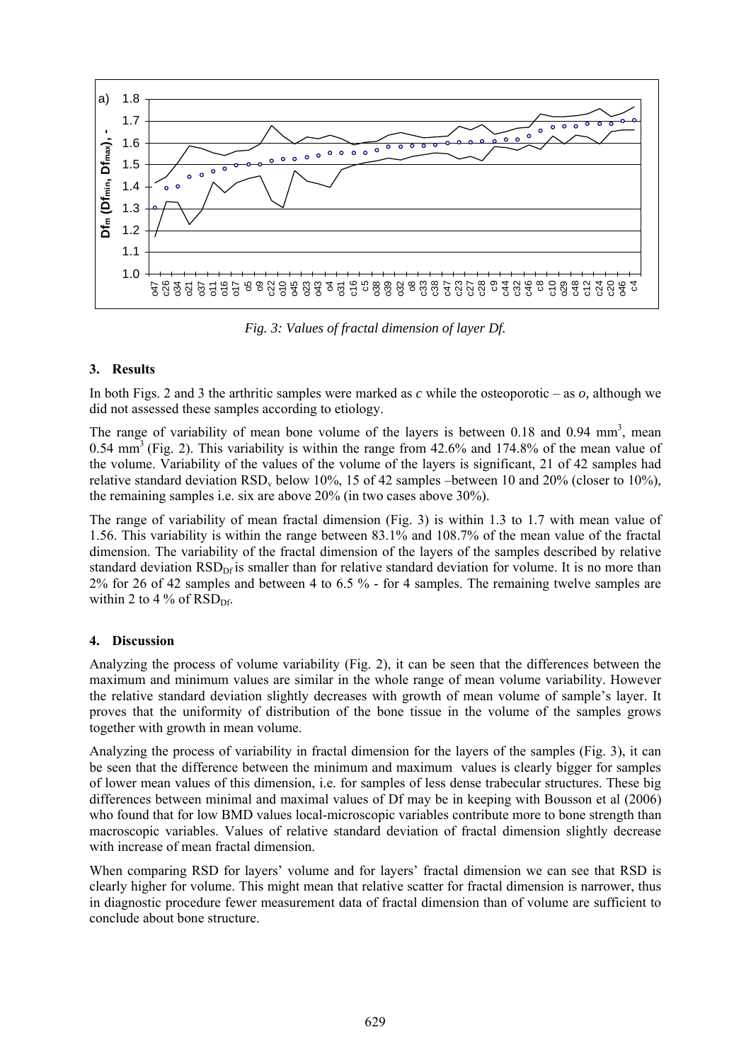*Fig. 3: Values of fractal dimension of layer Df.*

## 3. Results

In both Figs. 2 and 3 the arthritic samples were marked as *c* while the osteoporotic – as *o,* although we did not assessed these samples according to etiology.

The range of variability of mean bone volume of the layers is between 0.18 and 0.94 $mm^3$, mean 0.54 $mm^3$ (Fig. 2). This variability is within the range from 42.6% and 174.8% of the mean value of the volume. Variability of the values of the volume of the layers is significant, 21 of 42 samples had relative standard deviation $RSD_v$ below 10%, 15 of 42 samples –between 10 and 20% (closer to 10%), the remaining samples i.e. six are above 20% (in two cases above 30%).

The range of variability of mean fractal dimension (Fig. 3) is within 1.3 to 1.7 with mean value of 1.56. This variability is within the range between 83.1% and 108.7% of the mean value of the fractal dimension. The variability of the fractal dimension of the layers of the samples described by relative standard deviation $RSD_{Df}$ is smaller than for relative standard deviation for volume. It is no more than 2% for 26 of 42 samples and between 4 to 6.5 % - for 4 samples. The remaining twelve samples are within 2 to 4 % of $RSD_{Df}$.

## 4. Discussion

Analyzing the process of volume variability (Fig. 2), it can be seen that the differences between the maximum and minimum values are similar in the whole range of mean volume variability. However the relative standard deviation slightly decreases with growth of mean volume of sample's layer. It proves that the uniformity of distribution of the bone tissue in the volume of the samples grows together with growth in mean volume.

Analyzing the process of variability in fractal dimension for the layers of the samples (Fig. 3), it can be seen that the difference between the minimum and maximum values is clearly bigger for samples of lower mean values of this dimension, i.e. for samples of less dense trabecular structures. These big differences between minimal and maximal values of Df may be in keeping with Bousson et al (2006) who found that for low BMD values local-microscopic variables contribute more to bone strength than macroscopic variables. Values of relative standard deviation of fractal dimension slightly decrease with increase of mean fractal dimension.

When comparing RSD for layers' volume and for layers' fractal dimension we can see that RSD is clearly higher for volume. This might mean that relative scatter for fractal dimension is narrower, thus in diagnostic procedure fewer measurement data of fractal dimension than of volume are sufficient to conclude about bone structure.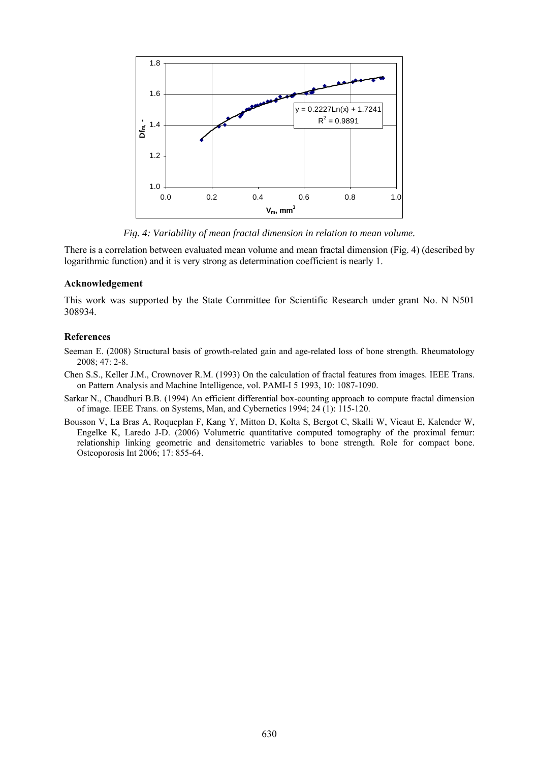1.8
1.6
1.4
1.2
1.0
0.0 0.2 0.4 0.6 0.8 1.0
$Df_m$, -
$V_m$, $mm^3$
y = 0.2227Ln(x) + 1.7241
$R^2$ = 0.9891

*Fig. 4: Variability of mean fractal dimension in relation to mean volume.*

There is a correlation between evaluated mean volume and mean fractal dimension (Fig. 4) (described by logarithmic function) and it is very strong as determination coefficient is nearly 1.

### Acknowledgement

This work was supported by the State Committee for Scientific Research under grant No. N N501 308934.

### References

Seeman E. (2008) Structural basis of growth-related gain and age-related loss of bone strength. Rheumatology 2008; 47: 2-8.

Chen S.S., Keller J.M., Crownover R.M. (1993) On the calculation of fractal features from images. IEEE Trans. on Pattern Analysis and Machine Intelligence, vol. PAMI-I 5 1993, 10: 1087-1090.

Sarkar N., Chaudhuri B.B. (1994) An efficient differential box-counting approach to compute fractal dimension of image. IEEE Trans. on Systems, Man, and Cybernetics 1994; 24 (1): 115-120.

Bousson V, La Bras A, Roqueplan F, Kang Y, Mitton D, Kolta S, Bergot C, Skalli W, Vicaut E, Kalender W, Engelke K, Laredo J-D. (2006) Volumetric quantitative computed tomography of the proximal femur: relationship linking geometric and densitometric variables to bone strength. Role for compact bone. Osteoporosis Int 2006; 17: 855-64.